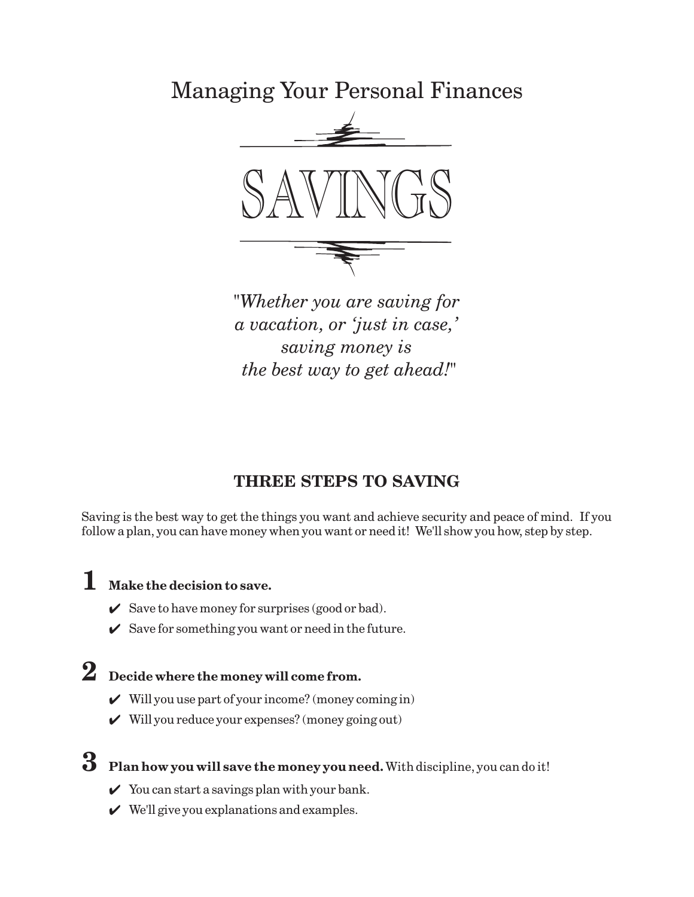Managing Your Personal Finances

# SAVINGS

*"Whether you are saving for a vacation, or 'just in case,' saving money is the best way to get ahead!"*

## THREE STEPS TO SAVING

Saving is the best way to get the things you want and achieve security and peace of mind. If you follow a plan, you can have money when you want or need it! We'll show you how, step by step.

**1 Make the decision to save.**

- ✔ Save to have money for surprises (good or bad).
- ✔ Save for something you want or need in the future.

**2 Decide where the money will come from.**

- ✔ Will you use part of your income? (money coming in)
- ✔ Will you reduce your expenses? (money going out)

**3 Plan how you will save the money you need.** With discipline, you can do it!

- ✔ You can start a savings plan with your bank.
- ✔ We'll give you explanations and examples.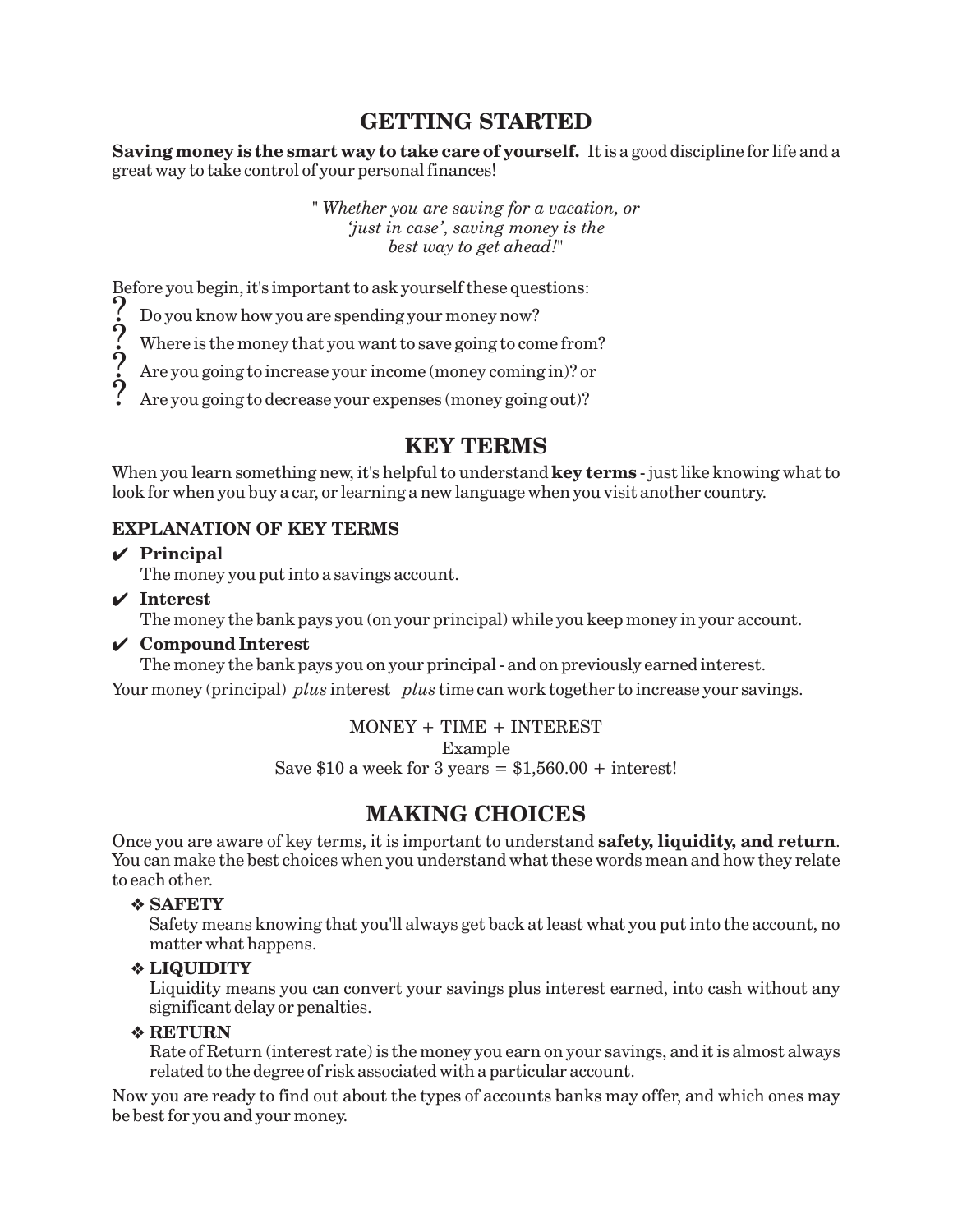## GETTING STARTED

**Saving money is the smart way to take care of yourself.** It is a good discipline for life and a great way to take control of your personal finances!

> "*Whether you are saving for a vacation, or 'just in case', saving money is the best way to get ahead!*"

Before you begin, it's important to ask yourself these questions:

- ? Do you know how you are spending your money now?
- ? Where is the money that you want to save going to come from?
- ? Are you going to increase your income (money coming in)? or
- ? Are you going to decrease your expenses (money going out)?

## KEY TERMS

When you learn something new, it's helpful to understand **key terms** - just like knowing what to look for when you buy a car, or learning a new language when you visit another country.

### EXPLANATION OF KEY TERMS

- ✔ **Principal**
  The money you put into a savings account.
- ✔ **Interest**
  The money the bank pays you (on your principal) while you keep money in your account.
- ✔ **Compound Interest**
  The money the bank pays you on your principal - and on previously earned interest.

Your money (principal) *plus* interest *plus* time can work together to increase your savings.

MONEY + TIME + INTEREST

Example

Save $10 a week for 3 years = $1,560.00 + interest!

## MAKING CHOICES

Once you are aware of key terms, it is important to understand **safety, liquidity, and return**. You can make the best choices when you understand what these words mean and how they relate to each other.

- ❖ **SAFETY**
  Safety means knowing that you'll always get back at least what you put into the account, no matter what happens.
- ❖ **LIQUIDITY**
  Liquidity means you can convert your savings plus interest earned, into cash without any significant delay or penalties.
- ❖ **RETURN**
  Rate of Return (interest rate) is the money you earn on your savings, and it is almost always related to the degree of risk associated with a particular account.

Now you are ready to find out about the types of accounts banks may offer, and which ones may be best for you and your money.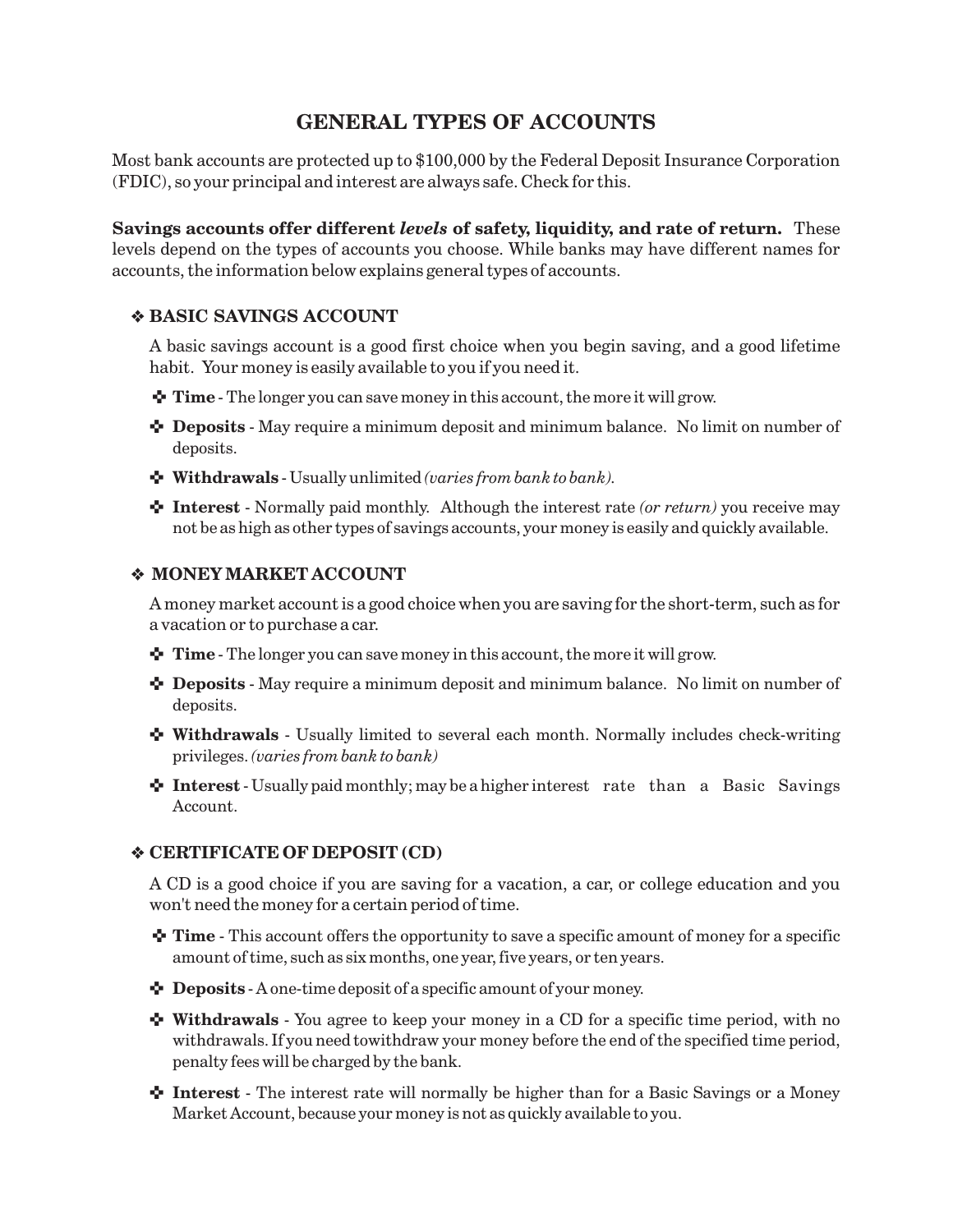# GENERAL TYPES OF ACCOUNTS

Most bank accounts are protected up to $100,000 by the Federal Deposit Insurance Corporation (FDIC), so your principal and interest are always safe. Check for this.

**Savings accounts offer different *levels* of safety, liquidity, and rate of return.** These levels depend on the types of accounts you choose. While banks may have different names for accounts, the information below explains general types of accounts.

## ❖ BASIC SAVINGS ACCOUNT

A basic savings account is a good first choice when you begin saving, and a good lifetime habit. Your money is easily available to you if you need it.

- **Time** - The longer you can save money in this account, the more it will grow.
- **Deposits** - May require a minimum deposit and minimum balance. No limit on number of deposits.
- **Withdrawals** - Usually unlimited *(varies from bank to bank).*
- **Interest** - Normally paid monthly. Although the interest rate *(or return)* you receive may not be as high as other types of savings accounts, your money is easily and quickly available.

## ❖ MONEY MARKET ACCOUNT

A money market account is a good choice when you are saving for the short-term, such as for a vacation or to purchase a car.

- **Time** - The longer you can save money in this account, the more it will grow.
- **Deposits** - May require a minimum deposit and minimum balance. No limit on number of deposits.
- **Withdrawals** - Usually limited to several each month. Normally includes check-writing privileges. *(varies from bank to bank)*
- **Interest** - Usually paid monthly; may be a higher interest rate than a Basic Savings Account.

## ❖ CERTIFICATE OF DEPOSIT (CD)

A CD is a good choice if you are saving for a vacation, a car, or college education and you won't need the money for a certain period of time.

- **Time** - This account offers the opportunity to save a specific amount of money for a specific amount of time, such as six months, one year, five years, or ten years.
- **Deposits** - A one-time deposit of a specific amount of your money.
- **Withdrawals** - You agree to keep your money in a CD for a specific time period, with no withdrawals. If you need towithdraw your money before the end of the specified time period, penalty fees will be charged by the bank.
- **Interest** - The interest rate will normally be higher than for a Basic Savings or a Money Market Account, because your money is not as quickly available to you.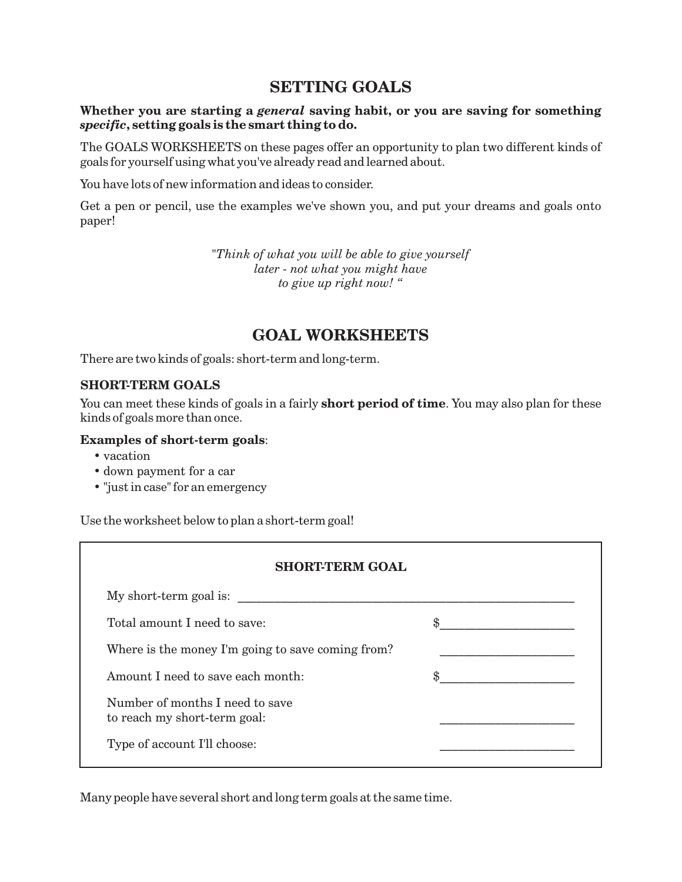## SETTING GOALS

**Whether you are starting a *general* saving habit, or you are saving for something *specific*, setting goals is the smart thing to do.**

The GOALS WORKSHEETS on these pages offer an opportunity to plan two different kinds of goals for yourself using what you've already read and learned about.

You have lots of new information and ideas to consider.

Get a pen or pencil, use the examples we've shown you, and put your dreams and goals onto paper!

*"Think of what you will be able to give yourself later - not what you might have to give up right now! "*

## GOAL WORKSHEETS

There are two kinds of goals: short-term and long-term.

### SHORT-TERM GOALS

You can meet these kinds of goals in a fairly **short period of time**. You may also plan for these kinds of goals more than once.

**Examples of short-term goals**:

- vacation
- down payment for a car
- "just in case" for an emergency

Use the worksheet below to plan a short-term goal!

**SHORT-TERM GOAL**

| | |
|---|---|
| My short-term goal is: | ______________________________ |
| Total amount I need to save: | $____________________ |
| Where is the money I'm going to save coming from? | ____________________ |
| Amount I need to save each month: | $____________________ |
| Number of months I need to save to reach my short-term goal: | ____________________ |
| Type of account I'll choose: | ____________________ |

Many people have several short and long term goals at the same time.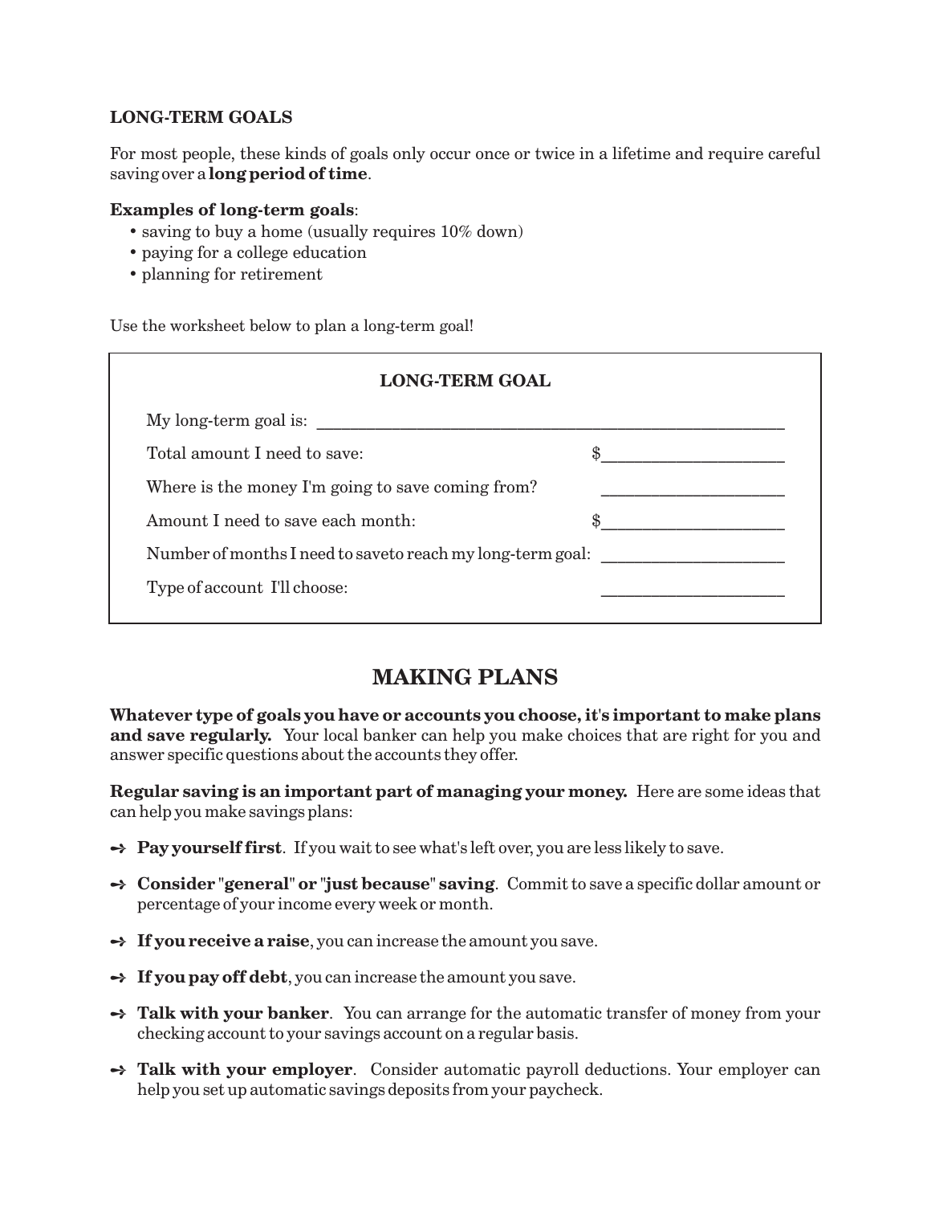### LONG-TERM GOALS

For most people, these kinds of goals only occur once or twice in a lifetime and require careful saving over a **long period of time**.

**Examples of long-term goals**:

- saving to buy a home (usually requires 10% down)
- paying for a college education
- planning for retirement

Use the worksheet below to plan a long-term goal!

| **LONG-TERM GOAL** | |
|---|---|
| My long-term goal is: | ________________________________ |
| Total amount I need to save: | $____________________ |
| Where is the money I'm going to save coming from? | ____________________ |
| Amount I need to save each month: | $____________________ |
| Number of months I need to saveto reach my long-term goal: | ____________________ |
| Type of account I'll choose: | ____________________ |

## MAKING PLANS

**Whatever type of goals you have or accounts you choose, it's important to make plans and save regularly.** Your local banker can help you make choices that are right for you and answer specific questions about the accounts they offer.

**Regular saving is an important part of managing your money.** Here are some ideas that can help you make savings plans:

- **Pay yourself first**. If you wait to see what's left over, you are less likely to save.
- **Consider "general" or "just because" saving**. Commit to save a specific dollar amount or percentage of your income every week or month.
- **If you receive a raise**, you can increase the amount you save.
- **If you pay off debt**, you can increase the amount you save.
- **Talk with your banker**. You can arrange for the automatic transfer of money from your checking account to your savings account on a regular basis.
- **Talk with your employer**. Consider automatic payroll deductions. Your employer can help you set up automatic savings deposits from your paycheck.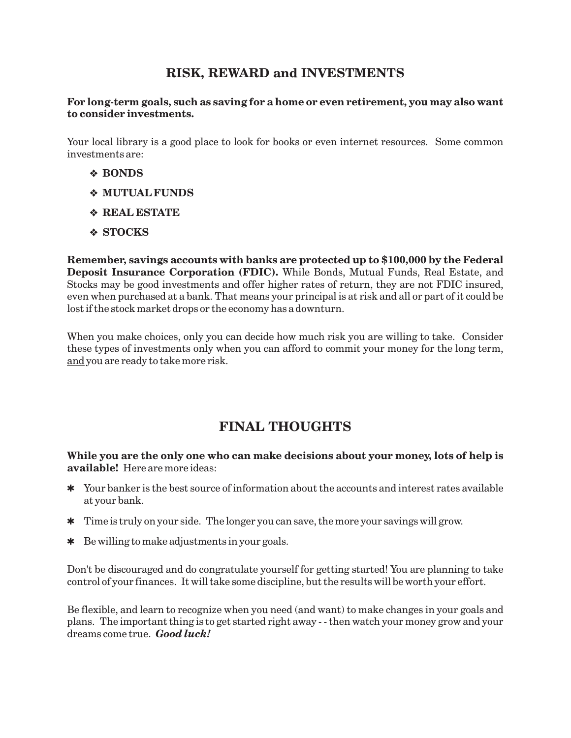## RISK, REWARD and INVESTMENTS

**For long-term goals, such as saving for a home or even retirement, you may also want to consider investments.**

Your local library is a good place to look for books or even internet resources. Some common investments are:

- **BONDS**
- **MUTUAL FUNDS**
- **REAL ESTATE**
- **STOCKS**

**Remember, savings accounts with banks are protected up to $100,000 by the Federal Deposit Insurance Corporation (FDIC).** While Bonds, Mutual Funds, Real Estate, and Stocks may be good investments and offer higher rates of return, they are not FDIC insured, even when purchased at a bank. That means your principal is at risk and all or part of it could be lost if the stock market drops or the economy has a downturn.

When you make choices, only you can decide how much risk you are willing to take. Consider these types of investments only when you can afford to commit your money for the long term, <u>and</u> you are ready to take more risk.

## FINAL THOUGHTS

**While you are the only one who can make decisions about your money, lots of help is available!** Here are more ideas:

- Your banker is the best source of information about the accounts and interest rates available at your bank.
- Time is truly on your side. The longer you can save, the more your savings will grow.
- Be willing to make adjustments in your goals.

Don't be discouraged and do congratulate yourself for getting started! You are planning to take control of your finances. It will take some discipline, but the results will be worth your effort.

Be flexible, and learn to recognize when you need (and want) to make changes in your goals and plans. The important thing is to get started right away - - then watch your money grow and your dreams come true. ***Good luck!***